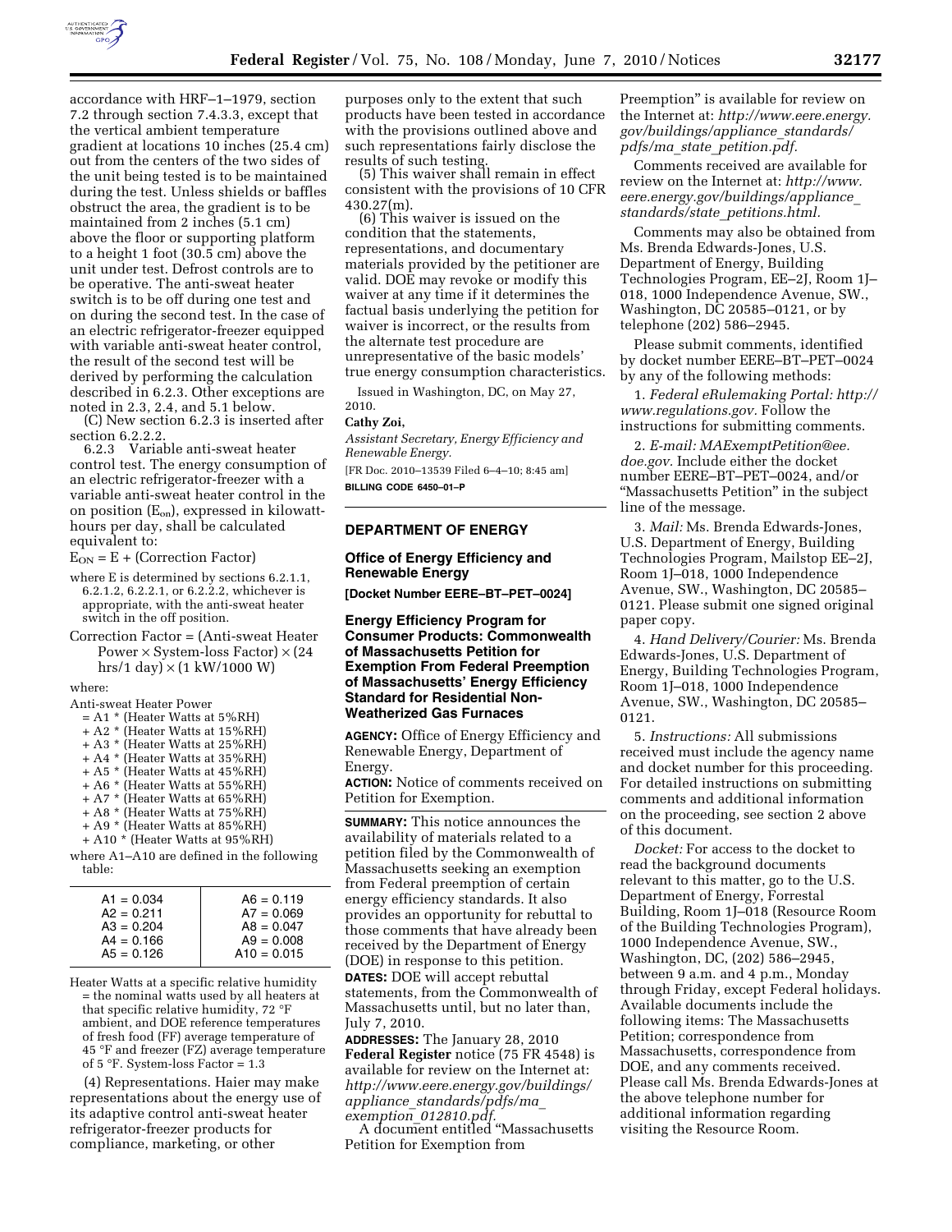accordance with HRF–1–1979, section 7.2 through section 7.4.3.3, except that the vertical ambient temperature gradient at locations 10 inches (25.4 cm) out from the centers of the two sides of the unit being tested is to be maintained during the test. Unless shields or baffles obstruct the area, the gradient is to be maintained from 2 inches (5.1 cm) above the floor or supporting platform to a height 1 foot (30.5 cm) above the unit under test. Defrost controls are to be operative. The anti-sweat heater switch is to be off during one test and on during the second test. In the case of an electric refrigerator-freezer equipped with variable anti-sweat heater control, the result of the second test will be derived by performing the calculation described in 6.2.3. Other exceptions are noted in 2.3, 2.4, and 5.1 below.

(C) New section 6.2.3 is inserted after section 6.2.2.2.

6.2.3 Variable anti-sweat heater control test. The energy consumption of an electric refrigerator-freezer with a variable anti-sweat heater control in the on position ($E_{on}$), expressed in kilowatt-hours per day, shall be calculated equivalent to:

$$E_{ON} = E + (\text{Correction Factor})$$

where E is determined by sections 6.2.1.1, 6.2.1.2, 6.2.2.1, or 6.2.2.2, whichever is appropriate, with the anti-sweat heater switch in the off position.

Correction Factor = (Anti-sweat Heater Power × System-loss Factor) × (24 hrs/1 day) × (1 kW/1000 W)

where:

Anti-sweat Heater Power
= A1 * (Heater Watts at 5%RH)
+ A2 * (Heater Watts at 15%RH)
+ A3 * (Heater Watts at 25%RH)
+ A4 * (Heater Watts at 35%RH)
+ A5 * (Heater Watts at 45%RH)
+ A6 * (Heater Watts at 55%RH)
+ A7 * (Heater Watts at 65%RH)
+ A8 * (Heater Watts at 75%RH)
+ A9 * (Heater Watts at 85%RH)
+ A10 * (Heater Watts at 95%RH)

where A1–A10 are defined in the following table:

| | |
|---|---|
| A1 = 0.034 | A6 = 0.119 |
| A2 = 0.211 | A7 = 0.069 |
| A3 = 0.204 | A8 = 0.047 |
| A4 = 0.166 | A9 = 0.008 |
| A5 = 0.126 | A10 = 0.015 |

Heater Watts at a specific relative humidity = the nominal watts used by all heaters at that specific relative humidity, 72 °F ambient, and DOE reference temperatures of fresh food (FF) average temperature of 45 °F and freezer (FZ) average temperature of 5 °F. System-loss Factor = 1.3

(4) Representations. Haier may make representations about the energy use of its adaptive control anti-sweat heater refrigerator-freezer products for compliance, marketing, or other purposes only to the extent that such products have been tested in accordance with the provisions outlined above and such representations fairly disclose the results of such testing.

(5) This waiver shall remain in effect consistent with the provisions of 10 CFR 430.27(m).

(6) This waiver is issued on the condition that the statements, representations, and documentary materials provided by the petitioner are valid. DOE may revoke or modify this waiver at any time if it determines the factual basis underlying the petition for waiver is incorrect, or the results from the alternate test procedure are unrepresentative of the basic models' true energy consumption characteristics.

Issued in Washington, DC, on May 27, 2010.

**Cathy Zoi,**

*Assistant Secretary, Energy Efficiency and Renewable Energy.*

[FR Doc. 2010–13539 Filed 6–4–10; 8:45 am]

**BILLING CODE 6450–01–P**

---

## DEPARTMENT OF ENERGY

### Office of Energy Efficiency and Renewable Energy

**[Docket Number EERE–BT–PET–0024]**

### Energy Efficiency Program for Consumer Products: Commonwealth of Massachusetts Petition for Exemption From Federal Preemption of Massachusetts' Energy Efficiency Standard for Residential Non-Weatherized Gas Furnaces

**AGENCY:** Office of Energy Efficiency and Renewable Energy, Department of Energy.

**ACTION:** Notice of comments received on Petition for Exemption.

**SUMMARY:** This notice announces the availability of materials related to a petition filed by the Commonwealth of Massachusetts seeking an exemption from Federal preemption of certain energy efficiency standards. It also provides an opportunity for rebuttal to those comments that have already been received by the Department of Energy (DOE) in response to this petition.

**DATES:** DOE will accept rebuttal statements, from the Commonwealth of Massachusetts until, but no later than, July 7, 2010.

**ADDRESSES:** The January 28, 2010 **Federal Register** notice (75 FR 4548) is available for review on the Internet at: *http://www.eere.energy.gov/buildings/appliance_standards/pdfs/ma_exemption_012810.pdf.*

A document entitled "Massachusetts Petition for Exemption from Preemption" is available for review on the Internet at: *http://www.eere.energy.gov/buildings/appliance_standards/pdfs/ma_state_petition.pdf.*

Comments received are available for review on the Internet at: *http://www.eere.energy.gov/buildings/appliance_standards/state_petitions.html.*

Comments may also be obtained from Ms. Brenda Edwards-Jones, U.S. Department of Energy, Building Technologies Program, EE–2J, Room 1J–018, 1000 Independence Avenue, SW., Washington, DC 20585–0121, or by telephone (202) 586–2945.

Please submit comments, identified by docket number EERE–BT–PET–0024 by any of the following methods:

1. *Federal eRulemaking Portal: http://www.regulations.gov.* Follow the instructions for submitting comments.

2. *E-mail: MAExemptPetition@ee.doe.gov.* Include either the docket number EERE–BT–PET–0024, and/or "Massachusetts Petition" in the subject line of the message.

3. *Mail:* Ms. Brenda Edwards-Jones, U.S. Department of Energy, Building Technologies Program, Mailstop EE–2J, Room 1J–018, 1000 Independence Avenue, SW., Washington, DC 20585–0121. Please submit one signed original paper copy.

4. *Hand Delivery/Courier:* Ms. Brenda Edwards-Jones, U.S. Department of Energy, Building Technologies Program, Room 1J–018, 1000 Independence Avenue, SW., Washington, DC 20585–0121.

5. *Instructions:* All submissions received must include the agency name and docket number for this proceeding. For detailed instructions on submitting comments and additional information on the proceeding, see section 2 above of this document.

*Docket:* For access to the docket to read the background documents relevant to this matter, go to the U.S. Department of Energy, Forrestal Building, Room 1J–018 (Resource Room of the Building Technologies Program), 1000 Independence Avenue, SW., Washington, DC, (202) 586–2945, between 9 a.m. and 4 p.m., Monday through Friday, except Federal holidays. Available documents include the following items: The Massachusetts Petition; correspondence from Massachusetts, correspondence from DOE, and any comments received. Please call Ms. Brenda Edwards-Jones at the above telephone number for additional information regarding visiting the Resource Room.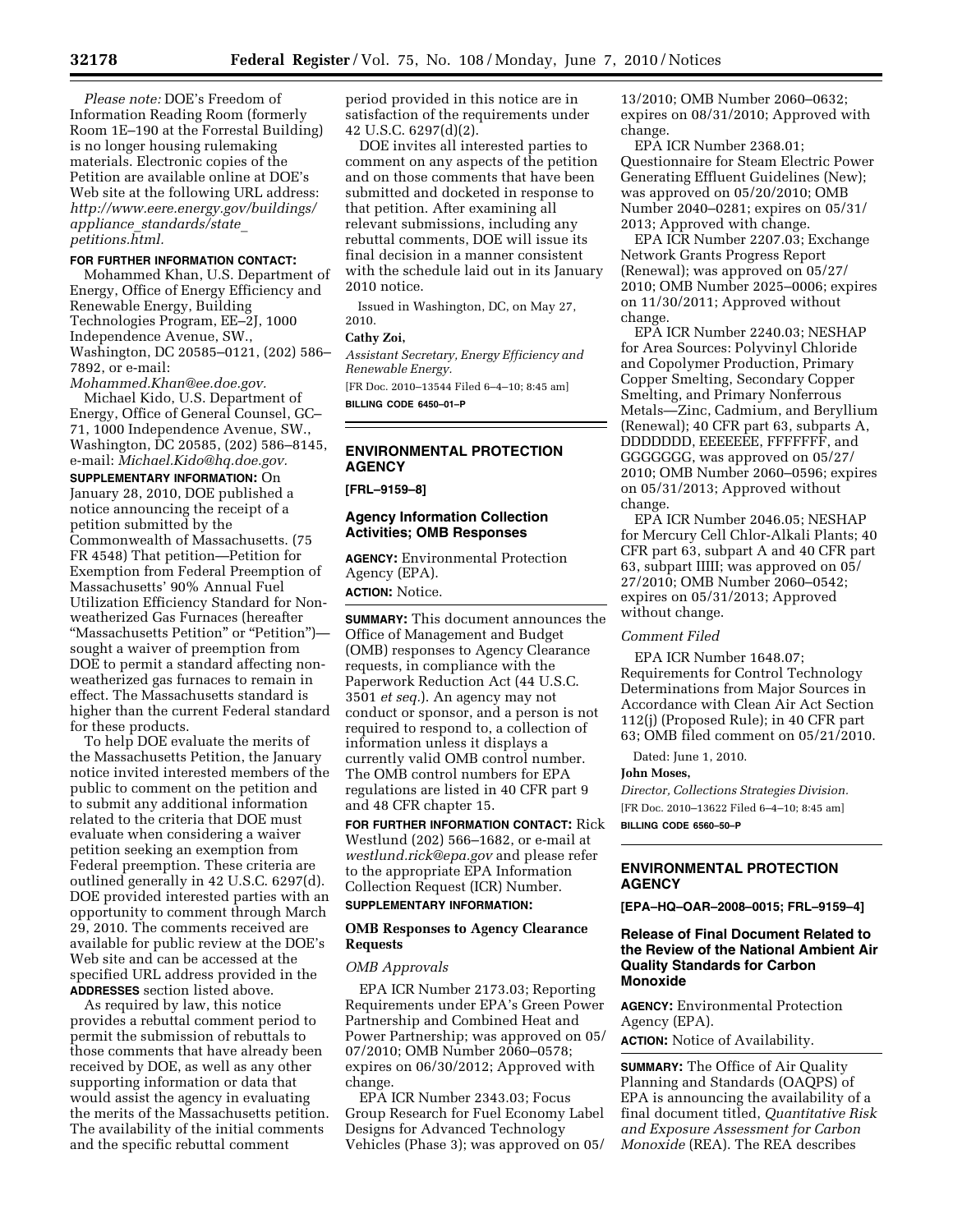*Please note:* DOE's Freedom of Information Reading Room (formerly Room 1E–190 at the Forrestal Building) is no longer housing rulemaking materials. Electronic copies of the Petition are available online at DOE's Web site at the following URL address: *http://www.eere.energy.gov/buildings/appliance_standards/state_petitions.html.*

**FOR FURTHER INFORMATION CONTACT:** Mohammed Khan, U.S. Department of Energy, Office of Energy Efficiency and Renewable Energy, Building Technologies Program, EE–2J, 1000 Independence Avenue, SW., Washington, DC 20585–0121, (202) 586–7892, or e-mail: *Mohammed.Khan@ee.doe.gov.*

Michael Kido, U.S. Department of Energy, Office of General Counsel, GC–71, 1000 Independence Avenue, SW., Washington, DC 20585, (202) 586–8145, e-mail: *Michael.Kido@hq.doe.gov.*

**SUPPLEMENTARY INFORMATION:** On January 28, 2010, DOE published a notice announcing the receipt of a petition submitted by the Commonwealth of Massachusetts. (75 FR 4548) That petition—Petition for Exemption from Federal Preemption of Massachusetts' 90% Annual Fuel Utilization Efficiency Standard for Non-weatherized Gas Furnaces (hereafter "Massachusetts Petition" or "Petition")—sought a waiver of preemption from DOE to permit a standard affecting non-weatherized gas furnaces to remain in effect. The Massachusetts standard is higher than the current Federal standard for these products.

To help DOE evaluate the merits of the Massachusetts Petition, the January notice invited interested members of the public to comment on the petition and to submit any additional information related to the criteria that DOE must evaluate when considering a waiver petition seeking an exemption from Federal preemption. These criteria are outlined generally in 42 U.S.C. 6297(d). DOE provided interested parties with an opportunity to comment through March 29, 2010. The comments received are available for public review at the DOE's Web site and can be accessed at the specified URL address provided in the **ADDRESSES** section listed above.

As required by law, this notice provides a rebuttal comment period to permit the submission of rebuttals to those comments that have already been received by DOE, as well as any other supporting information or data that would assist the agency in evaluating the merits of the Massachusetts petition. The availability of the initial comments and the specific rebuttal comment period provided in this notice are in satisfaction of the requirements under 42 U.S.C. 6297(d)(2).

DOE invites all interested parties to comment on any aspects of the petition and on those comments that have been submitted and docketed in response to that petition. After examining all relevant submissions, including any rebuttal comments, DOE will issue its final decision in a manner consistent with the schedule laid out in its January 2010 notice.

Issued in Washington, DC, on May 27, 2010.

**Cathy Zoi,**

*Assistant Secretary, Energy Efficiency and Renewable Energy.*

[FR Doc. 2010–13544 Filed 6–4–10; 8:45 am]

**BILLING CODE 6450–01–P**

---

## ENVIRONMENTAL PROTECTION AGENCY

**[FRL–9159–8]**

### Agency Information Collection Activities; OMB Responses

**AGENCY:** Environmental Protection Agency (EPA).

**ACTION:** Notice.

**SUMMARY:** This document announces the Office of Management and Budget (OMB) responses to Agency Clearance requests, in compliance with the Paperwork Reduction Act (44 U.S.C. 3501 *et seq.*). An agency may not conduct or sponsor, and a person is not required to respond to, a collection of information unless it displays a currently valid OMB control number. The OMB control numbers for EPA regulations are listed in 40 CFR part 9 and 48 CFR chapter 15.

**FOR FURTHER INFORMATION CONTACT:** Rick Westlund (202) 566–1682, or e-mail at *westlund.rick@epa.gov* and please refer to the appropriate EPA Information Collection Request (ICR) Number.

**SUPPLEMENTARY INFORMATION:**

#### OMB Responses to Agency Clearance Requests

*OMB Approvals*

EPA ICR Number 2173.03; Reporting Requirements under EPA's Green Power Partnership and Combined Heat and Power Partnership; was approved on 05/07/2010; OMB Number 2060–0578; expires on 06/30/2012; Approved with change.

EPA ICR Number 2343.03; Focus Group Research for Fuel Economy Label Designs for Advanced Technology Vehicles (Phase 3); was approved on 05/13/2010; OMB Number 2060–0632; expires on 08/31/2010; Approved with change.

EPA ICR Number 2368.01; Questionnaire for Steam Electric Power Generating Effluent Guidelines (New); was approved on 05/20/2010; OMB Number 2040–0281; expires on 05/31/2013; Approved with change.

EPA ICR Number 2207.03; Exchange Network Grants Progress Report (Renewal); was approved on 05/27/2010; OMB Number 2025–0006; expires on 11/30/2011; Approved without change.

EPA ICR Number 2240.03; NESHAP for Area Sources: Polyvinyl Chloride and Copolymer Production, Primary Copper Smelting, Secondary Copper Smelting, and Primary Nonferrous Metals—Zinc, Cadmium, and Beryllium (Renewal); 40 CFR part 63, subparts A, DDDDDDD, EEEEEEE, FFFFFFF, and GGGGGGG, was approved on 05/27/2010; OMB Number 2060–0596; expires on 05/31/2013; Approved without change.

EPA ICR Number 2046.05; NESHAP for Mercury Cell Chlor-Alkali Plants; 40 CFR part 63, subpart A and 40 CFR part 63, subpart IIIII; was approved on 05/27/2010; OMB Number 2060–0542; expires on 05/31/2013; Approved without change.

*Comment Filed*

EPA ICR Number 1648.07; Requirements for Control Technology Determinations from Major Sources in Accordance with Clean Air Act Section 112(j) (Proposed Rule); in 40 CFR part 63; OMB filed comment on 05/21/2010.

Dated: June 1, 2010.

**John Moses,**

*Director, Collections Strategies Division.*

[FR Doc. 2010–13622 Filed 6–4–10; 8:45 am]

**BILLING CODE 6560–50–P**

---

## ENVIRONMENTAL PROTECTION AGENCY

**[EPA–HQ–OAR–2008–0015; FRL–9159–4]**

### Release of Final Document Related to the Review of the National Ambient Air Quality Standards for Carbon Monoxide

**AGENCY:** Environmental Protection Agency (EPA).

**ACTION:** Notice of Availability.

**SUMMARY:** The Office of Air Quality Planning and Standards (OAQPS) of EPA is announcing the availability of a final document titled, *Quantitative Risk and Exposure Assessment for Carbon Monoxide* (REA). The REA describes